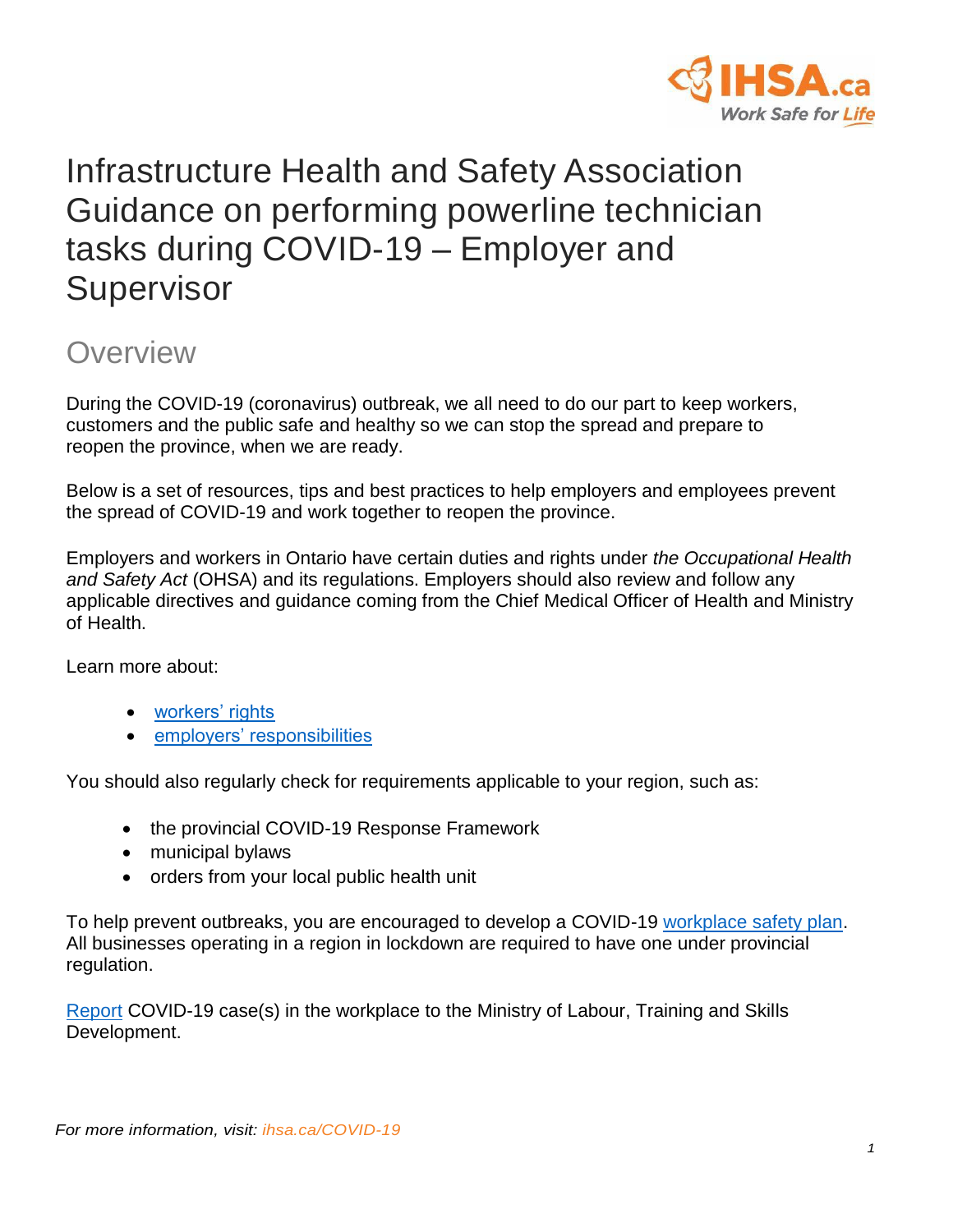# Infrastructure Health and Safety Association Guidance on performing powerline technician tasks during COVID-19 – Employer and Supervisor

## Overview

During the COVID-19 (coronavirus) outbreak, we all need to do our part to keep workers, customers and the public safe and healthy so we can stop the spread and prepare to reopen the province, when we are ready.

Below is a set of resources, tips and best practices to help employers and employees prevent the spread of COVID-19 and work together to reopen the province.

Employers and workers in Ontario have certain duties and rights under *the Occupational Health and Safety Act* (OHSA) and its regulations. Employers should also review and follow any applicable directives and guidance coming from the Chief Medical Officer of Health and Ministry of Health.

Learn more about:

- workers' rights
- employers' responsibilities

You should also regularly check for requirements applicable to your region, such as:

- the provincial COVID-19 Response Framework
- municipal bylaws
- orders from your local public health unit

To help prevent outbreaks, you are encouraged to develop a COVID-19 workplace safety plan. All businesses operating in a region in lockdown are required to have one under provincial regulation.

Report COVID-19 case(s) in the workplace to the Ministry of Labour, Training and Skills Development.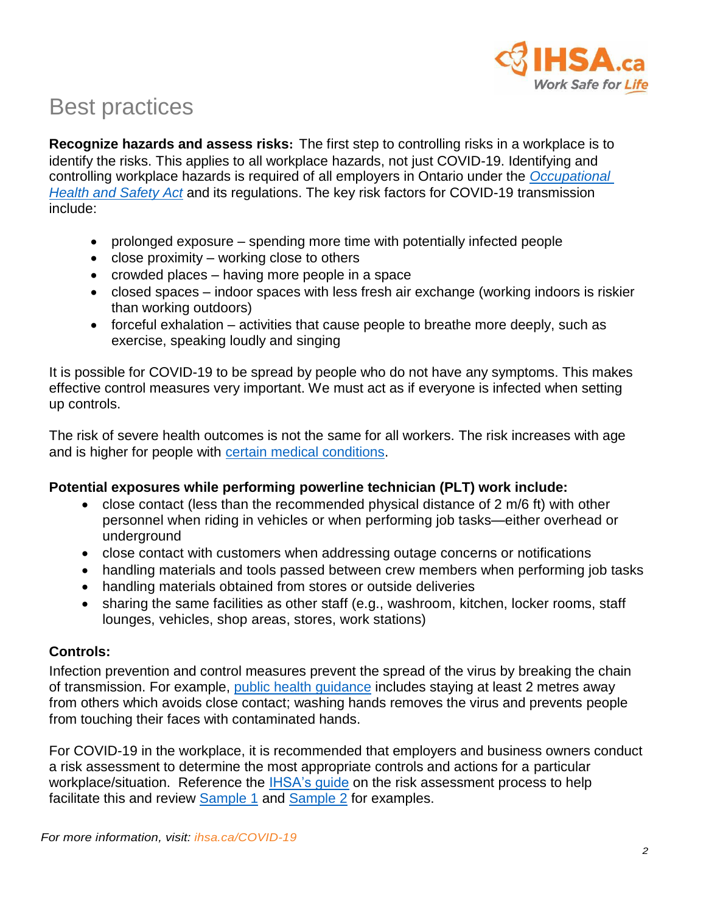# Best practices

**Recognize hazards and assess risks:** The first step to controlling risks in a workplace is to identify the risks. This applies to all workplace hazards, not just COVID-19. Identifying and controlling workplace hazards is required of all employers in Ontario under the *Occupational Health and Safety Act* and its regulations. The key risk factors for COVID-19 transmission include:

- prolonged exposure – spending more time with potentially infected people
- close proximity – working close to others
- crowded places – having more people in a space
- closed spaces – indoor spaces with less fresh air exchange (working indoors is riskier than working outdoors)
- forceful exhalation – activities that cause people to breathe more deeply, such as exercise, speaking loudly and singing

It is possible for COVID-19 to be spread by people who do not have any symptoms. This makes effective control measures very important. We must act as if everyone is infected when setting up controls.

The risk of severe health outcomes is not the same for all workers. The risk increases with age and is higher for people with certain medical conditions.

**Potential exposures while performing powerline technician (PLT) work include:**

- close contact (less than the recommended physical distance of 2 m/6 ft) with other personnel when riding in vehicles or when performing job tasks—either overhead or underground
- close contact with customers when addressing outage concerns or notifications
- handling materials and tools passed between crew members when performing job tasks
- handling materials obtained from stores or outside deliveries
- sharing the same facilities as other staff (e.g., washroom, kitchen, locker rooms, staff lounges, vehicles, shop areas, stores, work stations)

**Controls:**

Infection prevention and control measures prevent the spread of the virus by breaking the chain of transmission. For example, public health guidance includes staying at least 2 metres away from others which avoids close contact; washing hands removes the virus and prevents people from touching their faces with contaminated hands.

For COVID-19 in the workplace, it is recommended that employers and business owners conduct a risk assessment to determine the most appropriate controls and actions for a particular workplace/situation. Reference the IHSA's guide on the risk assessment process to help facilitate this and review Sample 1 and Sample 2 for examples.

*For more information, visit: ihsa.ca/COVID-19*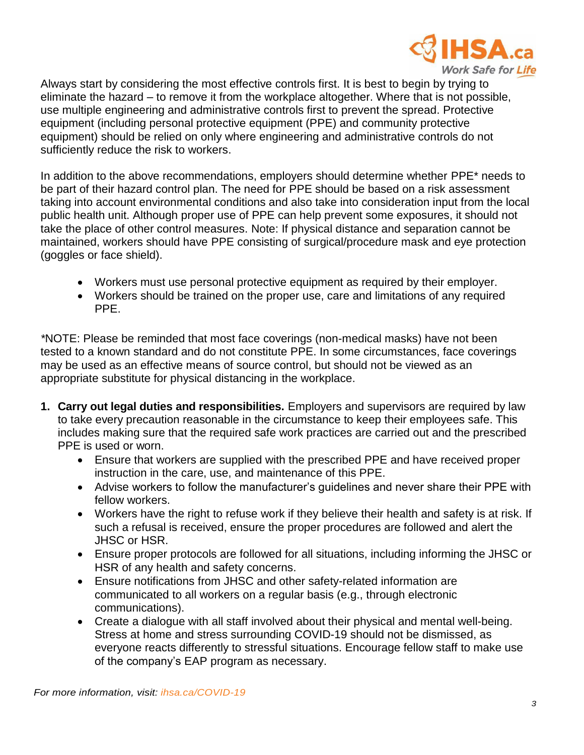Always start by considering the most effective controls first. It is best to begin by trying to eliminate the hazard – to remove it from the workplace altogether. Where that is not possible, use multiple engineering and administrative controls first to prevent the spread. Protective equipment (including personal protective equipment (PPE) and community protective equipment) should be relied on only where engineering and administrative controls do not sufficiently reduce the risk to workers.

In addition to the above recommendations, employers should determine whether PPE* needs to be part of their hazard control plan. The need for PPE should be based on a risk assessment taking into account environmental conditions and also take into consideration input from the local public health unit. Although proper use of PPE can help prevent some exposures, it should not take the place of other control measures. Note: If physical distance and separation cannot be maintained, workers should have PPE consisting of surgical/procedure mask and eye protection (goggles or face shield).

- Workers must use personal protective equipment as required by their employer.
- Workers should be trained on the proper use, care and limitations of any required PPE.

*NOTE: Please be reminded that most face coverings (non-medical masks) have not been tested to a known standard and do not constitute PPE. In some circumstances, face coverings may be used as an effective means of source control, but should not be viewed as an appropriate substitute for physical distancing in the workplace.

1. **Carry out legal duties and responsibilities.** Employers and supervisors are required by law to take every precaution reasonable in the circumstance to keep their employees safe. This includes making sure that the required safe work practices are carried out and the prescribed PPE is used or worn.
   - Ensure that workers are supplied with the prescribed PPE and have received proper instruction in the care, use, and maintenance of this PPE.
   - Advise workers to follow the manufacturer's guidelines and never share their PPE with fellow workers.
   - Workers have the right to refuse work if they believe their health and safety is at risk. If such a refusal is received, ensure the proper procedures are followed and alert the JHSC or HSR.
   - Ensure proper protocols are followed for all situations, including informing the JHSC or HSR of any health and safety concerns.
   - Ensure notifications from JHSC and other safety-related information are communicated to all workers on a regular basis (e.g., through electronic communications).
   - Create a dialogue with all staff involved about their physical and mental well-being. Stress at home and stress surrounding COVID-19 should not be dismissed, as everyone reacts differently to stressful situations. Encourage fellow staff to make use of the company's EAP program as necessary.

*For more information, visit: ihsa.ca/COVID-19*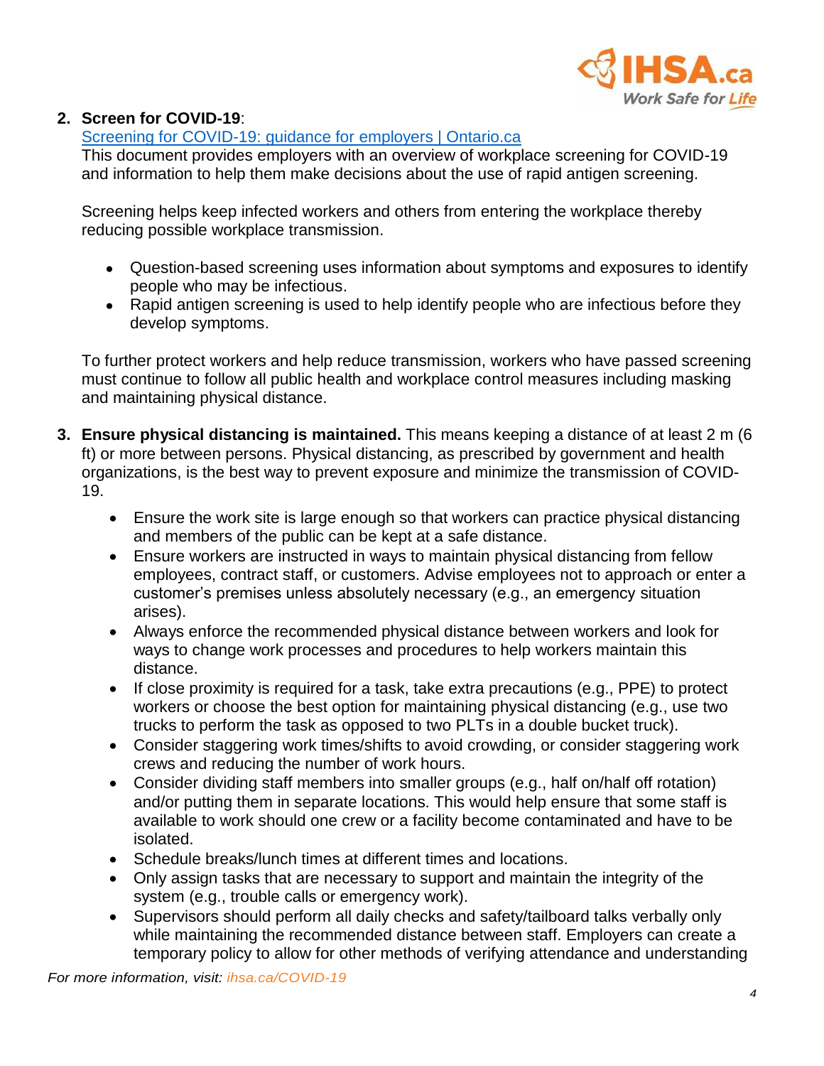2. **Screen for COVID-19**:
   [Screening for COVID-19: guidance for employers | Ontario.ca]
   This document provides employers with an overview of workplace screening for COVID-19 and information to help them make decisions about the use of rapid antigen screening.

   Screening helps keep infected workers and others from entering the workplace thereby reducing possible workplace transmission.

   - Question-based screening uses information about symptoms and exposures to identify people who may be infectious.
   - Rapid antigen screening is used to help identify people who are infectious before they develop symptoms.

   To further protect workers and help reduce transmission, workers who have passed screening must continue to follow all public health and workplace control measures including masking and maintaining physical distance.

3. **Ensure physical distancing is maintained.** This means keeping a distance of at least 2 m (6 ft) or more between persons. Physical distancing, as prescribed by government and health organizations, is the best way to prevent exposure and minimize the transmission of COVID-19.

   - Ensure the work site is large enough so that workers can practice physical distancing and members of the public can be kept at a safe distance.
   - Ensure workers are instructed in ways to maintain physical distancing from fellow employees, contract staff, or customers. Advise employees not to approach or enter a customer's premises unless absolutely necessary (e.g., an emergency situation arises).
   - Always enforce the recommended physical distance between workers and look for ways to change work processes and procedures to help workers maintain this distance.
   - If close proximity is required for a task, take extra precautions (e.g., PPE) to protect workers or choose the best option for maintaining physical distancing (e.g., use two trucks to perform the task as opposed to two PLTs in a double bucket truck).
   - Consider staggering work times/shifts to avoid crowding, or consider staggering work crews and reducing the number of work hours.
   - Consider dividing staff members into smaller groups (e.g., half on/half off rotation) and/or putting them in separate locations. This would help ensure that some staff is available to work should one crew or a facility become contaminated and have to be isolated.
   - Schedule breaks/lunch times at different times and locations.
   - Only assign tasks that are necessary to support and maintain the integrity of the system (e.g., trouble calls or emergency work).
   - Supervisors should perform all daily checks and safety/tailboard talks verbally only while maintaining the recommended distance between staff. Employers can create a temporary policy to allow for other methods of verifying attendance and understanding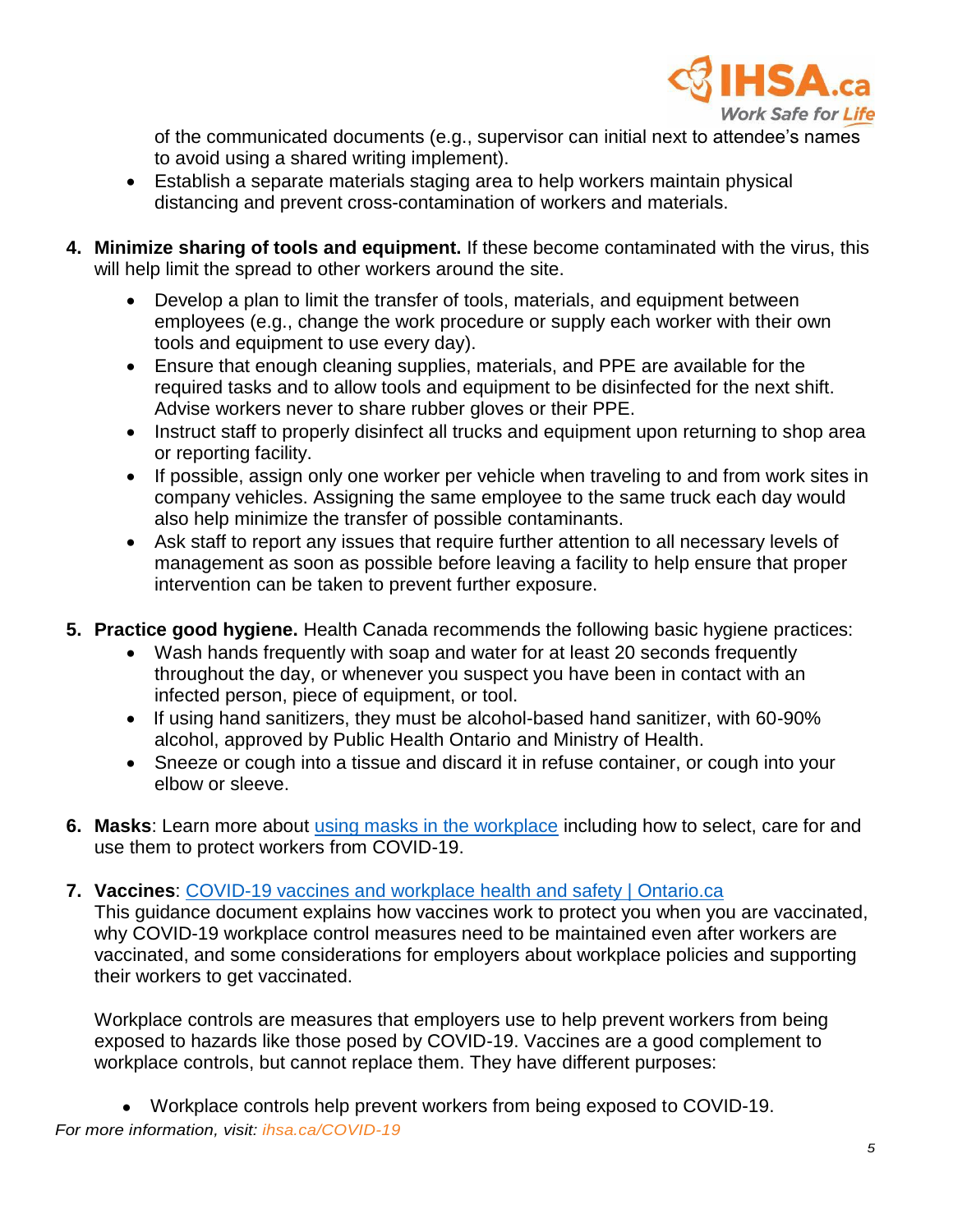of the communicated documents (e.g., supervisor can initial next to attendee's names to avoid using a shared writing implement).
- Establish a separate materials staging area to help workers maintain physical distancing and prevent cross-contamination of workers and materials.

4. **Minimize sharing of tools and equipment.** If these become contaminated with the virus, this will help limit the spread to other workers around the site.
   - Develop a plan to limit the transfer of tools, materials, and equipment between employees (e.g., change the work procedure or supply each worker with their own tools and equipment to use every day).
   - Ensure that enough cleaning supplies, materials, and PPE are available for the required tasks and to allow tools and equipment to be disinfected for the next shift. Advise workers never to share rubber gloves or their PPE.
   - Instruct staff to properly disinfect all trucks and equipment upon returning to shop area or reporting facility.
   - If possible, assign only one worker per vehicle when traveling to and from work sites in company vehicles. Assigning the same employee to the same truck each day would also help minimize the transfer of possible contaminants.
   - Ask staff to report any issues that require further attention to all necessary levels of management as soon as possible before leaving a facility to help ensure that proper intervention can be taken to prevent further exposure.

5. **Practice good hygiene.** Health Canada recommends the following basic hygiene practices:
   - Wash hands frequently with soap and water for at least 20 seconds frequently throughout the day, or whenever you suspect you have been in contact with an infected person, piece of equipment, or tool.
   - If using hand sanitizers, they must be alcohol-based hand sanitizer, with 60-90% alcohol, approved by Public Health Ontario and Ministry of Health.
   - Sneeze or cough into a tissue and discard it in refuse container, or cough into your elbow or sleeve.

6. **Masks**: Learn more about using masks in the workplace including how to select, care for and use them to protect workers from COVID-19.

7. **Vaccines**: COVID-19 vaccines and workplace health and safety | Ontario.ca
   This guidance document explains how vaccines work to protect you when you are vaccinated, why COVID-19 workplace control measures need to be maintained even after workers are vaccinated, and some considerations for employers about workplace policies and supporting their workers to get vaccinated.

   Workplace controls are measures that employers use to help prevent workers from being exposed to hazards like those posed by COVID-19. Vaccines are a good complement to workplace controls, but cannot replace them. They have different purposes:

   - Workplace controls help prevent workers from being exposed to COVID-19.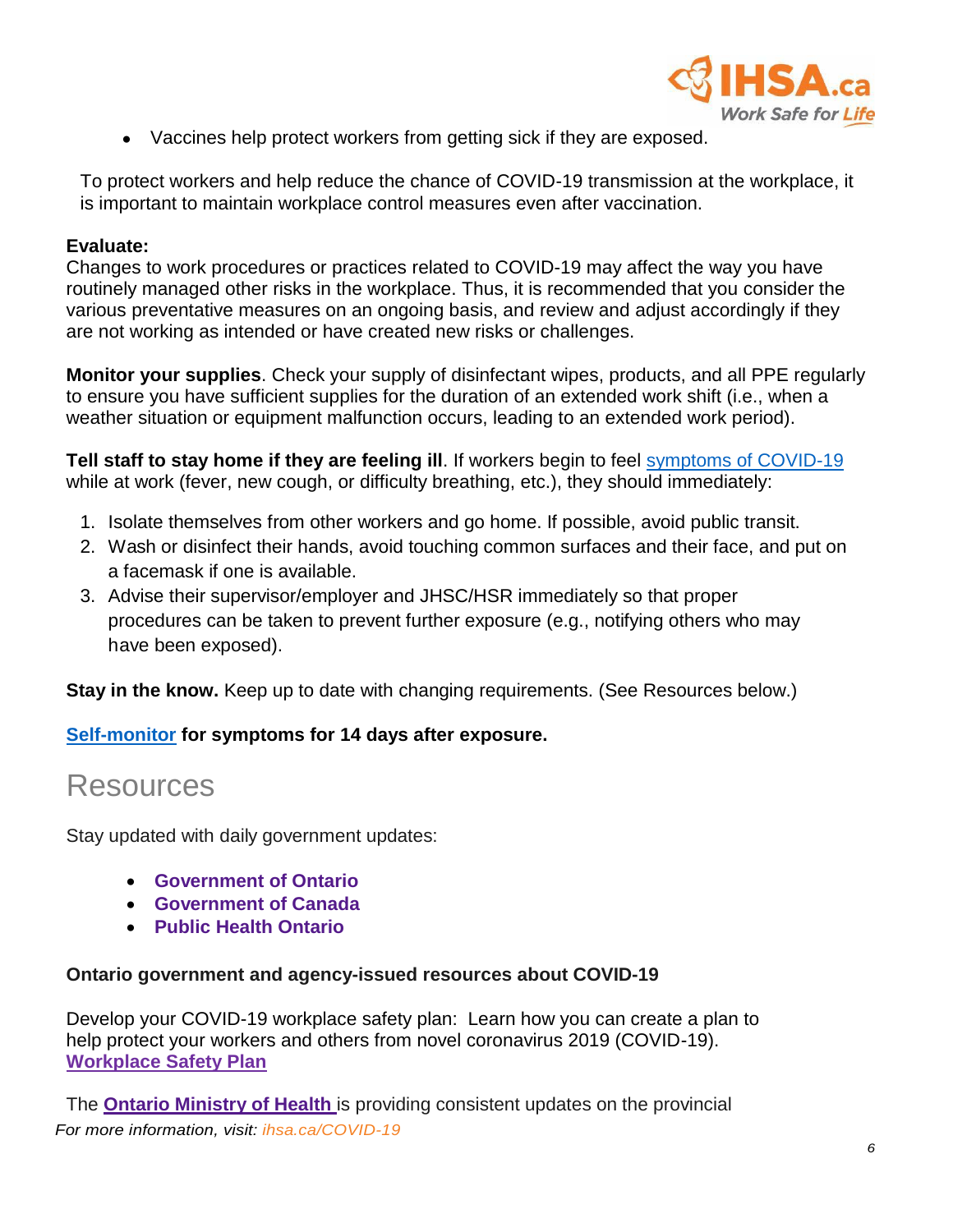- Vaccines help protect workers from getting sick if they are exposed.

To protect workers and help reduce the chance of COVID-19 transmission at the workplace, it is important to maintain workplace control measures even after vaccination.

**Evaluate:**
Changes to work procedures or practices related to COVID-19 may affect the way you have routinely managed other risks in the workplace. Thus, it is recommended that you consider the various preventative measures on an ongoing basis, and review and adjust accordingly if they are not working as intended or have created new risks or challenges.

**Monitor your supplies**. Check your supply of disinfectant wipes, products, and all PPE regularly to ensure you have sufficient supplies for the duration of an extended work shift (i.e., when a weather situation or equipment malfunction occurs, leading to an extended work period).

**Tell staff to stay home if they are feeling ill**. If workers begin to feel symptoms of COVID-19 while at work (fever, new cough, or difficulty breathing, etc.), they should immediately:

1. Isolate themselves from other workers and go home. If possible, avoid public transit.
2. Wash or disinfect their hands, avoid touching common surfaces and their face, and put on a facemask if one is available.
3. Advise their supervisor/employer and JHSC/HSR immediately so that proper procedures can be taken to prevent further exposure (e.g., notifying others who may have been exposed).

**Stay in the know.** Keep up to date with changing requirements. (See Resources below.)

**Self-monitor for symptoms for 14 days after exposure.**

# Resources

Stay updated with daily government updates:

- **Government of Ontario**
- **Government of Canada**
- **Public Health Ontario**

**Ontario government and agency-issued resources about COVID-19**

Develop your COVID-19 workplace safety plan: Learn how you can create a plan to help protect your workers and others from novel coronavirus 2019 (COVID-19). **Workplace Safety Plan**

The **Ontario Ministry of Health** is providing consistent updates on the provincial

*For more information, visit: ihsa.ca/COVID-19*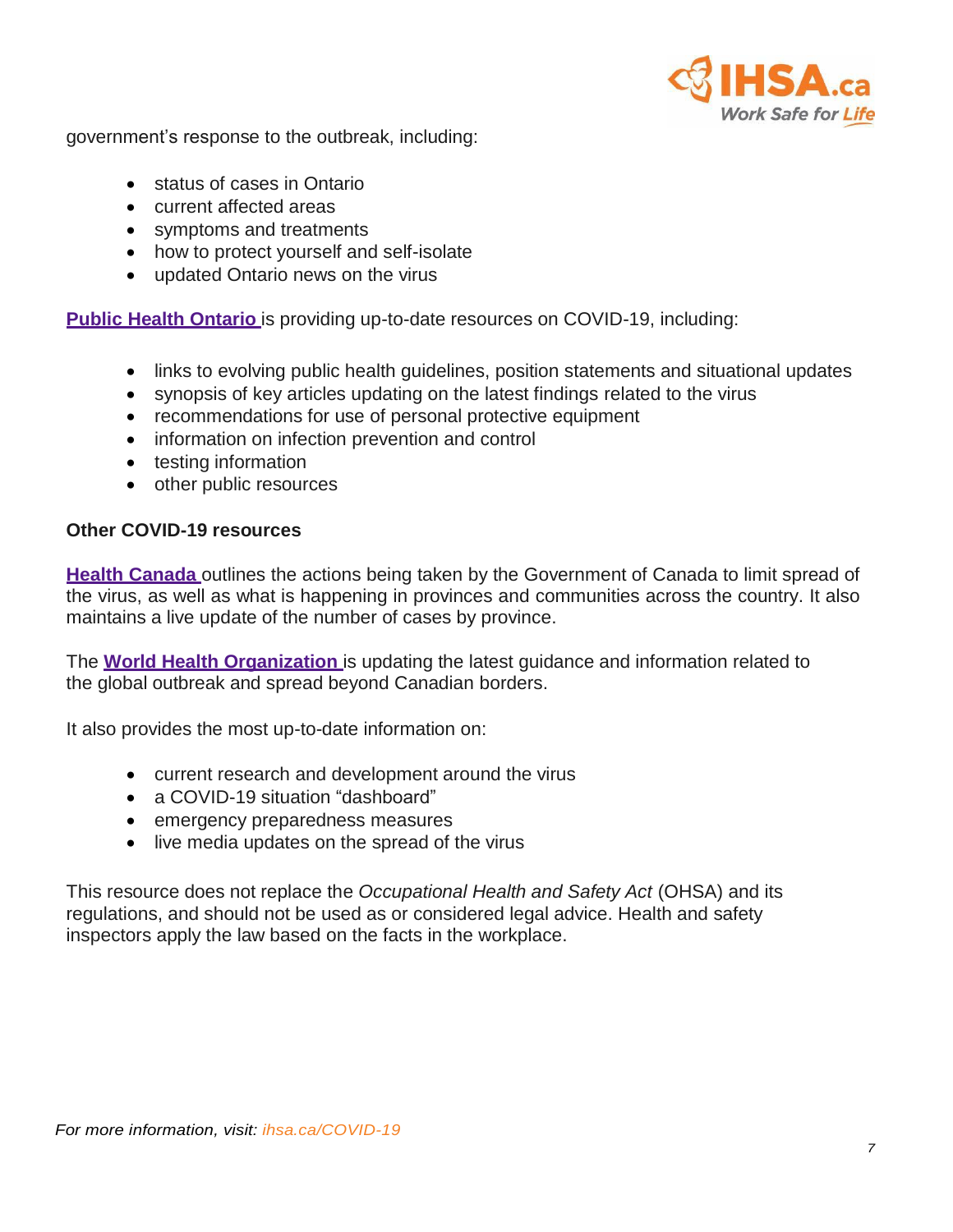government's response to the outbreak, including:

- status of cases in Ontario
- current affected areas
- symptoms and treatments
- how to protect yourself and self-isolate
- updated Ontario news on the virus

**Public Health Ontario** is providing up-to-date resources on COVID-19, including:

- links to evolving public health guidelines, position statements and situational updates
- synopsis of key articles updating on the latest findings related to the virus
- recommendations for use of personal protective equipment
- information on infection prevention and control
- testing information
- other public resources

**Other COVID-19 resources**

**Health Canada** outlines the actions being taken by the Government of Canada to limit spread of the virus, as well as what is happening in provinces and communities across the country. It also maintains a live update of the number of cases by province.

The **World Health Organization** is updating the latest guidance and information related to the global outbreak and spread beyond Canadian borders.

It also provides the most up-to-date information on:

- current research and development around the virus
- a COVID-19 situation "dashboard"
- emergency preparedness measures
- live media updates on the spread of the virus

This resource does not replace the *Occupational Health and Safety Act* (OHSA) and its regulations, and should not be used as or considered legal advice. Health and safety inspectors apply the law based on the facts in the workplace.